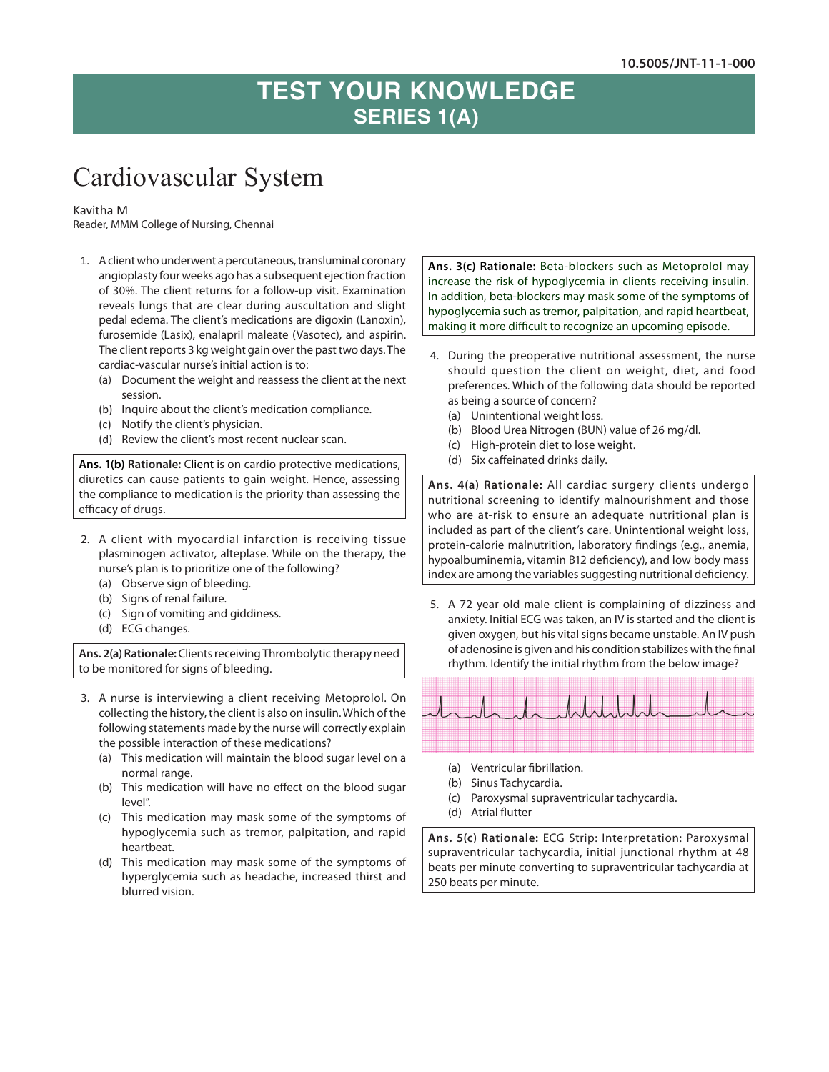10.5005/JNT-11-1-000

# TEST YOUR KNOWLEDGE
## SERIES 1(A)

# Cardiovascular System

Kavitha M
Reader, MMM College of Nursing, Chennai

1. A client who underwent a percutaneous, transluminal coronary angioplasty four weeks ago has a subsequent ejection fraction of 30%. The client returns for a follow-up visit. Examination reveals lungs that are clear during auscultation and slight pedal edema. The client's medications are digoxin (Lanoxin), furosemide (Lasix), enalapril maleate (Vasotec), and aspirin. The client reports 3 kg weight gain over the past two days. The cardiac-vascular nurse's initial action is to:
   (a) Document the weight and reassess the client at the next session.
   (b) Inquire about the client's medication compliance.
   (c) Notify the client's physician.
   (d) Review the client's most recent nuclear scan.

**Ans. 1(b) Rationale:** Client is on cardio protective medications, diuretics can cause patients to gain weight. Hence, assessing the compliance to medication is the priority than assessing the efficacy of drugs.

2. A client with myocardial infarction is receiving tissue plasminogen activator, alteplase. While on the therapy, the nurse's plan is to prioritize one of the following?
   (a) Observe sign of bleeding.
   (b) Signs of renal failure.
   (c) Sign of vomiting and giddiness.
   (d) ECG changes.

**Ans. 2(a) Rationale:** Clients receiving Thrombolytic therapy need to be monitored for signs of bleeding.

3. A nurse is interviewing a client receiving Metoprolol. On collecting the history, the client is also on insulin. Which of the following statements made by the nurse will correctly explain the possible interaction of these medications?
   (a) This medication will maintain the blood sugar level on a normal range.
   (b) This medication will have no effect on the blood sugar level".
   (c) This medication may mask some of the symptoms of hypoglycemia such as tremor, palpitation, and rapid heartbeat.
   (d) This medication may mask some of the symptoms of hyperglycemia such as headache, increased thirst and blurred vision.

**Ans. 3(c) Rationale:** Beta-blockers such as Metoprolol may increase the risk of hypoglycemia in clients receiving insulin. In addition, beta-blockers may mask some of the symptoms of hypoglycemia such as tremor, palpitation, and rapid heartbeat, making it more difficult to recognize an upcoming episode.

4. During the preoperative nutritional assessment, the nurse should question the client on weight, diet, and food preferences. Which of the following data should be reported as being a source of concern?
   (a) Unintentional weight loss.
   (b) Blood Urea Nitrogen (BUN) value of 26 mg/dl.
   (c) High-protein diet to lose weight.
   (d) Six caffeinated drinks daily.

**Ans. 4(a) Rationale:** All cardiac surgery clients undergo nutritional screening to identify malnourishment and those who are at-risk to ensure an adequate nutritional plan is included as part of the client's care. Unintentional weight loss, protein-calorie malnutrition, laboratory findings (e.g., anemia, hypoalbuminemia, vitamin B12 deficiency), and low body mass index are among the variables suggesting nutritional deficiency.

5. A 72 year old male client is complaining of dizziness and anxiety. Initial ECG was taken, an IV is started and the client is given oxygen, but his vital signs became unstable. An IV push of adenosine is given and his condition stabilizes with the final rhythm. Identify the initial rhythm from the below image?
   (a) Ventricular fibrillation.
   (b) Sinus Tachycardia.
   (c) Paroxysmal supraventricular tachycardia.
   (d) Atrial flutter

**Ans. 5(c) Rationale:** ECG Strip: Interpretation: Paroxysmal supraventricular tachycardia, initial junctional rhythm at 48 beats per minute converting to supraventricular tachycardia at 250 beats per minute.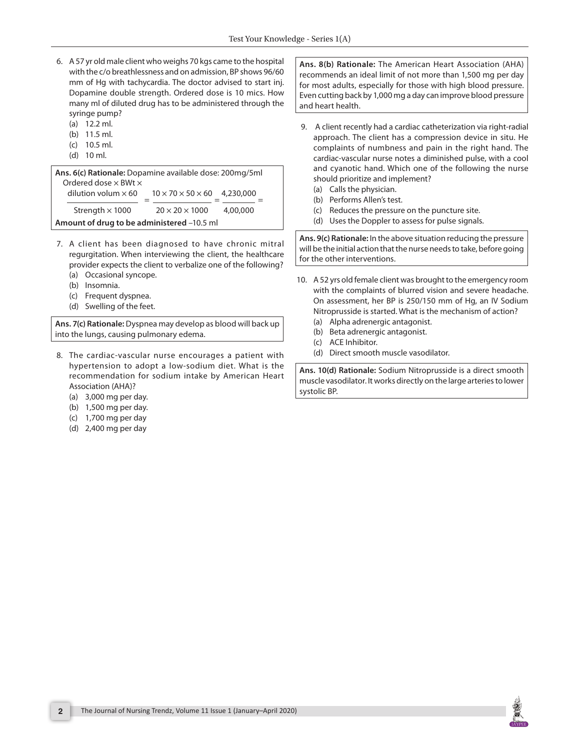6. A 57 yr old male client who weighs 70 kgs came to the hospital with the c/o breathlessness and on admission, BP shows 96/60 mm of Hg with tachycardia. The doctor advised to start inj. Dopamine double strength. Ordered dose is 10 mics. How many ml of diluted drug has to be administered through the syringe pump?
   (a) 12.2 ml.
   (b) 11.5 ml.
   (c) 10.5 ml.
   (d) 10 ml.

**Ans. 6(c) Rationale:** Dopamine available dose: 200mg/5ml

$$\frac{\text{Ordered dose} \times \text{BWt} \times \text{dilution volum} \times 60}{\text{Strength} \times 1000} = \frac{10 \times 70 \times 50 \times 60}{20 \times 20 \times 1000} = \frac{4,230,000}{4,00,000} =$$

**Amount of drug to be administered** –10.5 ml

7. A client has been diagnosed to have chronic mitral regurgitation. When interviewing the client, the healthcare provider expects the client to verbalize one of the following?
   (a) Occasional syncope.
   (b) Insomnia.
   (c) Frequent dyspnea.
   (d) Swelling of the feet.

**Ans. 7(c) Rationale:** Dyspnea may develop as blood will back up into the lungs, causing pulmonary edema.

8. The cardiac-vascular nurse encourages a patient with hypertension to adopt a low-sodium diet. What is the recommendation for sodium intake by American Heart Association (AHA)?
   (a) 3,000 mg per day.
   (b) 1,500 mg per day.
   (c) 1,700 mg per day
   (d) 2,400 mg per day

**Ans. 8(b) Rationale:** The American Heart Association (AHA) recommends an ideal limit of not more than 1,500 mg per day for most adults, especially for those with high blood pressure. Even cutting back by 1,000 mg a day can improve blood pressure and heart health.

9. A client recently had a cardiac catheterization via right-radial approach. The client has a compression device in situ. He complaints of numbness and pain in the right hand. The cardiac-vascular nurse notes a diminished pulse, with a cool and cyanotic hand. Which one of the following the nurse should prioritize and implement?
   (a) Calls the physician.
   (b) Performs Allen's test.
   (c) Reduces the pressure on the puncture site.
   (d) Uses the Doppler to assess for pulse signals.

**Ans. 9(c) Rationale:** In the above situation reducing the pressure will be the initial action that the nurse needs to take, before going for the other interventions.

10. A 52 yrs old female client was brought to the emergency room with the complaints of blurred vision and severe headache. On assessment, her BP is 250/150 mm of Hg, an IV Sodium Nitroprusside is started. What is the mechanism of action?
   (a) Alpha adrenergic antagonist.
   (b) Beta adrenergic antagonist.
   (c) ACE Inhibitor.
   (d) Direct smooth muscle vasodilator.

**Ans. 10(d) Rationale:** Sodium Nitroprusside is a direct smooth muscle vasodilator. It works directly on the large arteries to lower systolic BP.